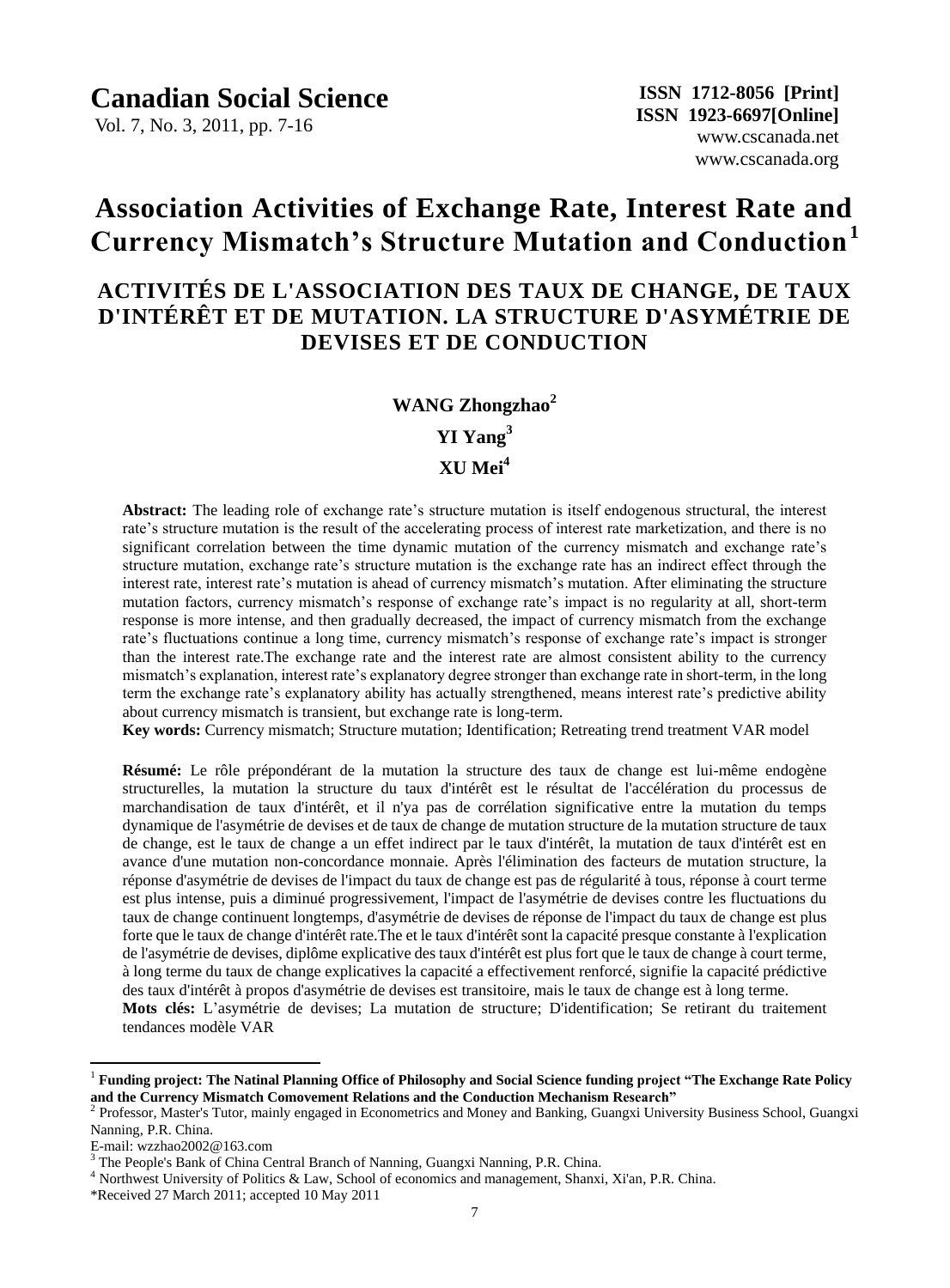# Association Activities of Exchange Rate, Interest Rate and Currency Mismatch's Structure Mutation and Conduction[1]

## ACTIVITÉS DE L'ASSOCIATION DES TAUX DE CHANGE, DE TAUX D'INTÉRÊT ET DE MUTATION. LA STRUCTURE D'ASYMÉTRIE DE DEVISES ET DE CONDUCTION

**WANG Zhongzhao[2]**

**YI Yang[3]**

**XU Mei[4]**

**Abstract:** The leading role of exchange rate's structure mutation is itself endogenous structural, the interest rate's structure mutation is the result of the accelerating process of interest rate marketization, and there is no significant correlation between the time dynamic mutation of the currency mismatch and exchange rate's structure mutation, exchange rate's structure mutation is the exchange rate has an indirect effect through the interest rate, interest rate's mutation is ahead of currency mismatch's mutation. After eliminating the structure mutation factors, currency mismatch's response of exchange rate's impact is no regularity at all, short-term response is more intense, and then gradually decreased, the impact of currency mismatch from the exchange rate's fluctuations continue a long time, currency mismatch's response of exchange rate's impact is stronger than the interest rate.The exchange rate and the interest rate are almost consistent ability to the currency mismatch's explanation, interest rate's explanatory degree stronger than exchange rate in short-term, in the long term the exchange rate's explanatory ability has actually strengthened, means interest rate's predictive ability about currency mismatch is transient, but exchange rate is long-term.

**Key words:** Currency mismatch; Structure mutation; Identification; Retreating trend treatment VAR model

**Résumé:** Le rôle prépondérant de la mutation la structure des taux de change est lui-même endogène structurelles, la mutation la structure du taux d'intérêt est le résultat de l'accélération du processus de marchandisation de taux d'intérêt, et il n'ya pas de corrélation significative entre la mutation du temps dynamique de l'asymétrie de devises et de taux de change de mutation structure de la mutation structure de taux de change, est le taux de change a un effet indirect par le taux d'intérêt, la mutation de taux d'intérêt est en avance d'une mutation non-concordance monnaie. Après l'élimination des facteurs de mutation structure, la réponse d'asymétrie de devises de l'impact du taux de change est pas de régularité à tous, réponse à court terme est plus intense, puis a diminué progressivement, l'impact de l'asymétrie de devises contre les fluctuations du taux de change continuent longtemps, d'asymétrie de devises de réponse de l'impact du taux de change est plus forte que le taux de change d'intérêt rate.The et le taux d'intérêt sont la capacité presque constante à l'explication de l'asymétrie de devises, diplôme explicative des taux d'intérêt est plus fort que le taux de change à court terme, à long terme du taux de change explicatives la capacité a effectivement renforcé, signifie la capacité prédictive des taux d'intérêt à propos d'asymétrie de devises est transitoire, mais le taux de change est à long terme.

**Mots clés:** L'asymétrie de devises; La mutation de structure; D'identification; Se retirant du traitement tendances modèle VAR

---

[1] **Funding project: The Natinal Planning Office of Philosophy and Social Science funding project "The Exchange Rate Policy and the Currency Mismatch Comovement Relations and the Conduction Mechanism Research"**

[2] Professor, Master's Tutor, mainly engaged in Econometrics and Money and Banking, Guangxi University Business School, Guangxi Nanning, P.R. China.
E-mail: wzzhao2002@163.com

[3] The People's Bank of China Central Branch of Nanning, Guangxi Nanning, P.R. China.

[4] Northwest University of Politics & Law, School of economics and management, Shanxi, Xi'an, P.R. China.

*Received 27 March 2011; accepted 10 May 2011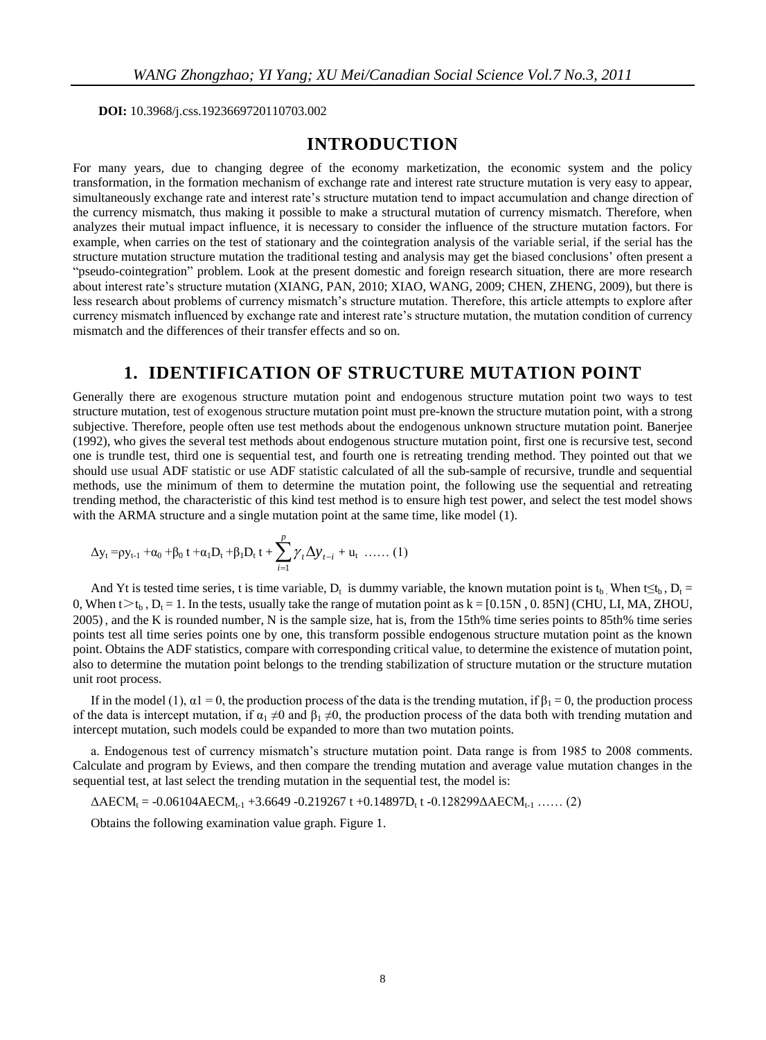**DOI:** 10.3968/j.css.1923669720110703.002

## INTRODUCTION

For many years, due to changing degree of the economy marketization, the economic system and the policy transformation, in the formation mechanism of exchange rate and interest rate structure mutation is very easy to appear, simultaneously exchange rate and interest rate's structure mutation tend to impact accumulation and change direction of the currency mismatch, thus making it possible to make a structural mutation of currency mismatch. Therefore, when analyzes their mutual impact influence, it is necessary to consider the influence of the structure mutation factors. For example, when carries on the test of stationary and the cointegration analysis of the variable serial, if the serial has the structure mutation structure mutation the traditional testing and analysis may get the biased conclusions' often present a "pseudo-cointegration" problem. Look at the present domestic and foreign research situation, there are more research about interest rate's structure mutation (XIANG, PAN, 2010; XIAO, WANG, 2009; CHEN, ZHENG, 2009), but there is less research about problems of currency mismatch's structure mutation. Therefore, this article attempts to explore after currency mismatch influenced by exchange rate and interest rate's structure mutation, the mutation condition of currency mismatch and the differences of their transfer effects and so on.

## 1. IDENTIFICATION OF STRUCTURE MUTATION POINT

Generally there are exogenous structure mutation point and endogenous structure mutation point two ways to test structure mutation, test of exogenous structure mutation point must pre-known the structure mutation point, with a strong subjective. Therefore, people often use test methods about the endogenous unknown structure mutation point. Banerjee (1992), who gives the several test methods about endogenous structure mutation point, first one is recursive test, second one is trundle test, third one is sequential test, and fourth one is retreating trending method. They pointed out that we should use usual ADF statistic or use ADF statistic calculated of all the sub-sample of recursive, trundle and sequential methods, use the minimum of them to determine the mutation point, the following use the sequential and retreating trending method, the characteristic of this kind test method is to ensure high test power, and select the test model shows with the ARMA structure and a single mutation point at the same time, like model (1).

$$\Delta y_t = \rho y_{t-1} + \alpha_0 + \beta_0 t + \alpha_1 D_t + \beta_1 D_t t + \sum_{i=1}^{p} \gamma_t \Delta y_{t-i} + u_t \quad \ldots\ldots (1)$$

And Yt is tested time series, t is time variable, $D_t$ is dummy variable, the known mutation point is $t_b$. When $t \le t_b$, $D_t = 0$, When $t > t_b$, $D_t = 1$. In the tests, usually take the range of mutation point as k = [0.15N , 0. 85N] (CHU, LI, MA, ZHOU, 2005) , and the K is rounded number, N is the sample size, hat is, from the 15th% time series points to 85th% time series points test all time series points one by one, this transform possible endogenous structure mutation point as the known point. Obtains the ADF statistics, compare with corresponding critical value, to determine the existence of mutation point, also to determine the mutation point belongs to the trending stabilization of structure mutation or the structure mutation unit root process.

If in the model (1), $\alpha 1 = 0$, the production process of the data is the trending mutation, if $\beta_1 = 0$, the production process of the data is intercept mutation, if $\alpha_1 \neq 0$ and $\beta_1 \neq 0$, the production process of the data both with trending mutation and intercept mutation, such models could be expanded to more than two mutation points.

a. Endogenous test of currency mismatch's structure mutation point. Data range is from 1985 to 2008 comments. Calculate and program by Eviews, and then compare the trending mutation and average value mutation changes in the sequential test, at last select the trending mutation in the sequential test, the model is:

$$\Delta AECM_t = -0.06104 AECM_{t-1} + 3.6649 - 0.219267\, t + 0.14897 D_t\, t - 0.128299 \Delta AECM_{t-1} \quad \ldots\ldots (2)$$

Obtains the following examination value graph. Figure 1.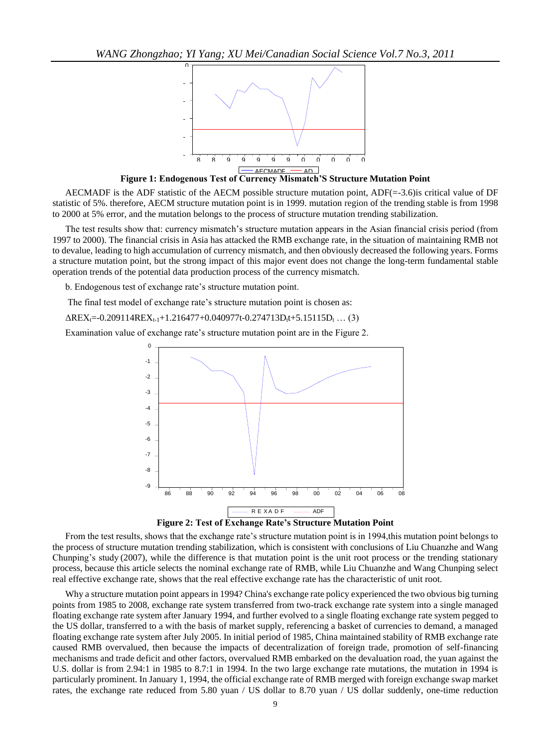**Figure 1: Endogenous Test of Currency Mismatch'S Structure Mutation Point**

AECMADF is the ADF statistic of the AECM possible structure mutation point, ADF(=-3.6)is critical value of DF statistic of 5%. therefore, AECM structure mutation point is in 1999. mutation region of the trending stable is from 1998 to 2000 at 5% error, and the mutation belongs to the process of structure mutation trending stabilization.

The test results show that: currency mismatch's structure mutation appears in the Asian financial crisis period (from 1997 to 2000). The financial crisis in Asia has attacked the RMB exchange rate, in the situation of maintaining RMB not to devalue, leading to high accumulation of currency mismatch, and then obviously decreased the following years. Forms a structure mutation point, but the strong impact of this major event does not change the long-term fundamental stable operation trends of the potential data production process of the currency mismatch.

b. Endogenous test of exchange rate's structure mutation point.

The final test model of exchange rate's structure mutation point is chosen as:

$$\Delta REX_t = -0.209114 REX_{t-1} + 1.216477 + 0.040977t - 0.274713 D_t t + 5.15115 D_t \ \ldots \ (3)$$

Examination value of exchange rate's structure mutation point are in the Figure 2.

**Figure 2: Test of Exchange Rate's Structure Mutation Point**

From the test results, shows that the exchange rate's structure mutation point is in 1994,this mutation point belongs to the process of structure mutation trending stabilization, which is consistent with conclusions of Liu Chuanzhe and Wang Chunping's study (2007), while the difference is that mutation point is the unit root process or the trending stationary process, because this article selects the nominal exchange rate of RMB, while Liu Chuanzhe and Wang Chunping select real effective exchange rate, shows that the real effective exchange rate has the characteristic of unit root.

Why a structure mutation point appears in 1994? China's exchange rate policy experienced the two obvious big turning points from 1985 to 2008, exchange rate system transferred from two-track exchange rate system into a single managed floating exchange rate system after January 1994, and further evolved to a single floating exchange rate system pegged to the US dollar, transferred to a with the basis of market supply, referencing a basket of currencies to demand, a managed floating exchange rate system after July 2005. In initial period of 1985, China maintained stability of RMB exchange rate caused RMB overvalued, then because the impacts of decentralization of foreign trade, promotion of self-financing mechanisms and trade deficit and other factors, overvalued RMB embarked on the devaluation road, the yuan against the U.S. dollar is from 2.94:1 in 1985 to 8.7:1 in 1994. In the two large exchange rate mutations, the mutation in 1994 is particularly prominent. In January 1, 1994, the official exchange rate of RMB merged with foreign exchange swap market rates, the exchange rate reduced from 5.80 yuan / US dollar to 8.70 yuan / US dollar suddenly, one-time reduction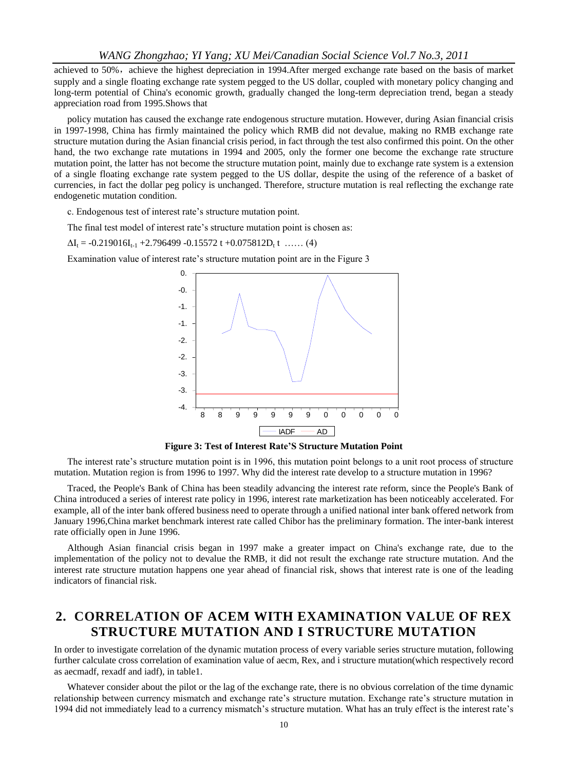achieved to 50%，achieve the highest depreciation in 1994.After merged exchange rate based on the basis of market supply and a single floating exchange rate system pegged to the US dollar, coupled with monetary policy changing and long-term potential of China's economic growth, gradually changed the long-term depreciation trend, began a steady appreciation road from 1995.Shows that

policy mutation has caused the exchange rate endogenous structure mutation. However, during Asian financial crisis in 1997-1998, China has firmly maintained the policy which RMB did not devalue, making no RMB exchange rate structure mutation during the Asian financial crisis period, in fact through the test also confirmed this point. On the other hand, the two exchange rate mutations in 1994 and 2005, only the former one become the exchange rate structure mutation point, the latter has not become the structure mutation point, mainly due to exchange rate system is a extension of a single floating exchange rate system pegged to the US dollar, despite the using of the reference of a basket of currencies, in fact the dollar peg policy is unchanged. Therefore, structure mutation is real reflecting the exchange rate endogenetic mutation condition.

c. Endogenous test of interest rate's structure mutation point.

The final test model of interest rate's structure mutation point is chosen as:

$\Delta I_t$ = -0.219016$I_{t-1}$ +2.796499 -0.15572 t +0.075812$D_t$ t …… (4)

Examination value of interest rate's structure mutation point are in the Figure 3

**Figure 3: Test of Interest Rate'S Structure Mutation Point**

The interest rate's structure mutation point is in 1996, this mutation point belongs to a unit root process of structure mutation. Mutation region is from 1996 to 1997. Why did the interest rate develop to a structure mutation in 1996?

Traced, the People's Bank of China has been steadily advancing the interest rate reform, since the People's Bank of China introduced a series of interest rate policy in 1996, interest rate marketization has been noticeably accelerated. For example, all of the inter bank offered business need to operate through a unified national inter bank offered network from January 1996,China market benchmark interest rate called Chibor has the preliminary formation. The inter-bank interest rate officially open in June 1996.

Although Asian financial crisis began in 1997 make a greater impact on China's exchange rate, due to the implementation of the policy not to devalue the RMB, it did not result the exchange rate structure mutation. And the interest rate structure mutation happens one year ahead of financial risk, shows that interest rate is one of the leading indicators of financial risk.

## 2. CORRELATION OF ACEM WITH EXAMINATION VALUE OF REX STRUCTURE MUTATION AND I STRUCTURE MUTATION

In order to investigate correlation of the dynamic mutation process of every variable series structure mutation, following further calculate cross correlation of examination value of aecm, Rex, and i structure mutation(which respectively record as aecmadf, rexadf and iadf), in table1.

Whatever consider about the pilot or the lag of the exchange rate, there is no obvious correlation of the time dynamic relationship between currency mismatch and exchange rate's structure mutation. Exchange rate's structure mutation in 1994 did not immediately lead to a currency mismatch's structure mutation. What has an truly effect is the interest rate's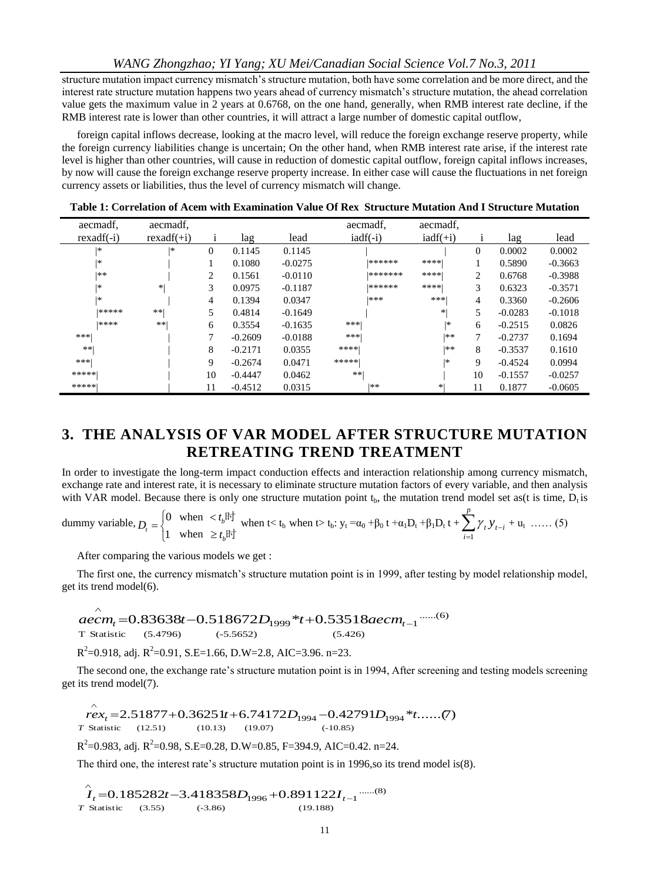structure mutation impact currency mismatch's structure mutation, both have some correlation and be more direct, and the interest rate structure mutation happens two years ahead of currency mismatch's structure mutation, the ahead correlation value gets the maximum value in 2 years at 0.6768, on the one hand, generally, when RMB interest rate decline, if the RMB interest rate is lower than other countries, it will attract a large number of domestic capital outflow,

foreign capital inflows decrease, looking at the macro level, will reduce the foreign exchange reserve property, while the foreign currency liabilities change is uncertain; On the other hand, when RMB interest rate arise, if the interest rate level is higher than other countries, will cause in reduction of domestic capital outflow, foreign capital inflows increases, by now will cause the foreign exchange reserve property increase. In either case will cause the fluctuations in net foreign currency assets or liabilities, thus the level of currency mismatch will change.

**Table 1: Correlation of Acem with Examination Value Of Rex Structure Mutation And I Structure Mutation**

| aecmadf, rexadf(-i) | aecmadf, rexadf(+i) | i | lag | lead | aecmadf, iadf(-i) | aecmadf, iadf(+i) | i | lag | lead |
|---|---|---|---|---|---|---|---|---|---|
| \|* | \|* | 0 | 0.1145 | 0.1145 | \| | \| | 0 | 0.0002 | 0.0002 |
| \|* | \| | 1 | 0.1080 | -0.0275 | \|****** | ****\| | 1 | 0.5890 | -0.3663 |
| \|** | \| | 2 | 0.1561 | -0.0110 | \|******* | ****\| | 2 | 0.6768 | -0.3988 |
| \|* | *\| | 3 | 0.0975 | -0.1187 | \|****** | ****\| | 3 | 0.6323 | -0.3571 |
| \|* | \| | 4 | 0.1394 | 0.0347 | \|*** | ***\| | 4 | 0.3360 | -0.2606 |
| \|***** | **\| | 5 | 0.4814 | -0.1649 | \| | *\| | 5 | -0.0283 | -0.1018 |
| \|**** | **\| | 6 | 0.3554 | -0.1635 | ***\| | \|* | 6 | -0.2515 | 0.0826 |
| ***\| | \| | 7 | -0.2609 | -0.0188 | ***\| | \|** | 7 | -0.2737 | 0.1694 |
| **\| | \| | 8 | -0.2171 | 0.0355 | ****\| | \|** | 8 | -0.3537 | 0.1610 |
| ***\| | \| | 9 | -0.2674 | 0.0471 | *****\| | \|* | 9 | -0.4524 | 0.0994 |
| *****\| | \| | 10 | -0.4447 | 0.0462 | **\| | \| | 10 | -0.1557 | -0.0257 |
| *****\| | \| | 11 | -0.4512 | 0.0315 | \|** | *\| | 11 | 0.1877 | -0.0605 |

## 3. THE ANALYSIS OF VAR MODEL AFTER STRUCTURE MUTATION RETREATING TREND TREATMENT

In order to investigate the long-term impact conduction effects and interaction relationship among currency mismatch, exchange rate and interest rate, it is necessary to eliminate structure mutation factors of every variable, and then analysis with VAR model. Because there is only one structure mutation point $t_b$, the mutation trend model set as(t is time, $D_t$ is dummy variable, $D_t = \begin{cases} 0 & \text{when } < t_b\text{时} \\ 1 & \text{when } \geq t_b\text{时} \end{cases}$ when t< $t_b$ when t> $t_b$: $y_t = \alpha_0 + \beta_0 t + \alpha_1 D_t + \beta_1 D_t t + \sum_{i=1}^{p} \gamma_t y_{t-i} + u_t$ …… (5)

After comparing the various models we get :

The first one, the currency mismatch's structure mutation point is in 1999, after testing by model relationship model, get its trend model(6).

$$\hat{aecm}_t = 0.83638t - 0.518672D_{1999} * t + 0.53518aecm_{t-1} \quad ......(6)$$

T Statistic (5.4796) (-5.5652) (5.426)

$R^2$=0.918, adj. $R^2$=0.91, S.E=1.66, D.W=2.8, AIC=3.96. n=23.

The second one, the exchange rate's structure mutation point is in 1994, After screening and testing models screening get its trend model(7).

$$\hat{rex}_t = 2.51877 + 0.36251t + 6.74172D_{1994} - 0.42791D_{1994} * t ......(7)$$

*T* Statistic (12.51) (10.13) (19.07) (-10.85)

$R^2$=0.983, adj. $R^2$=0.98, S.E=0.28, D.W=0.85, F=394.9, AIC=0.42. n=24.

The third one, the interest rate's structure mutation point is in 1996,so its trend model is(8).

$$\hat{I}_t = 0.185282t - 3.418358D_{1996} + 0.891122I_{t-1} \quad ......(8)$$

*T* Statistic (3.55) (-3.86) (19.188)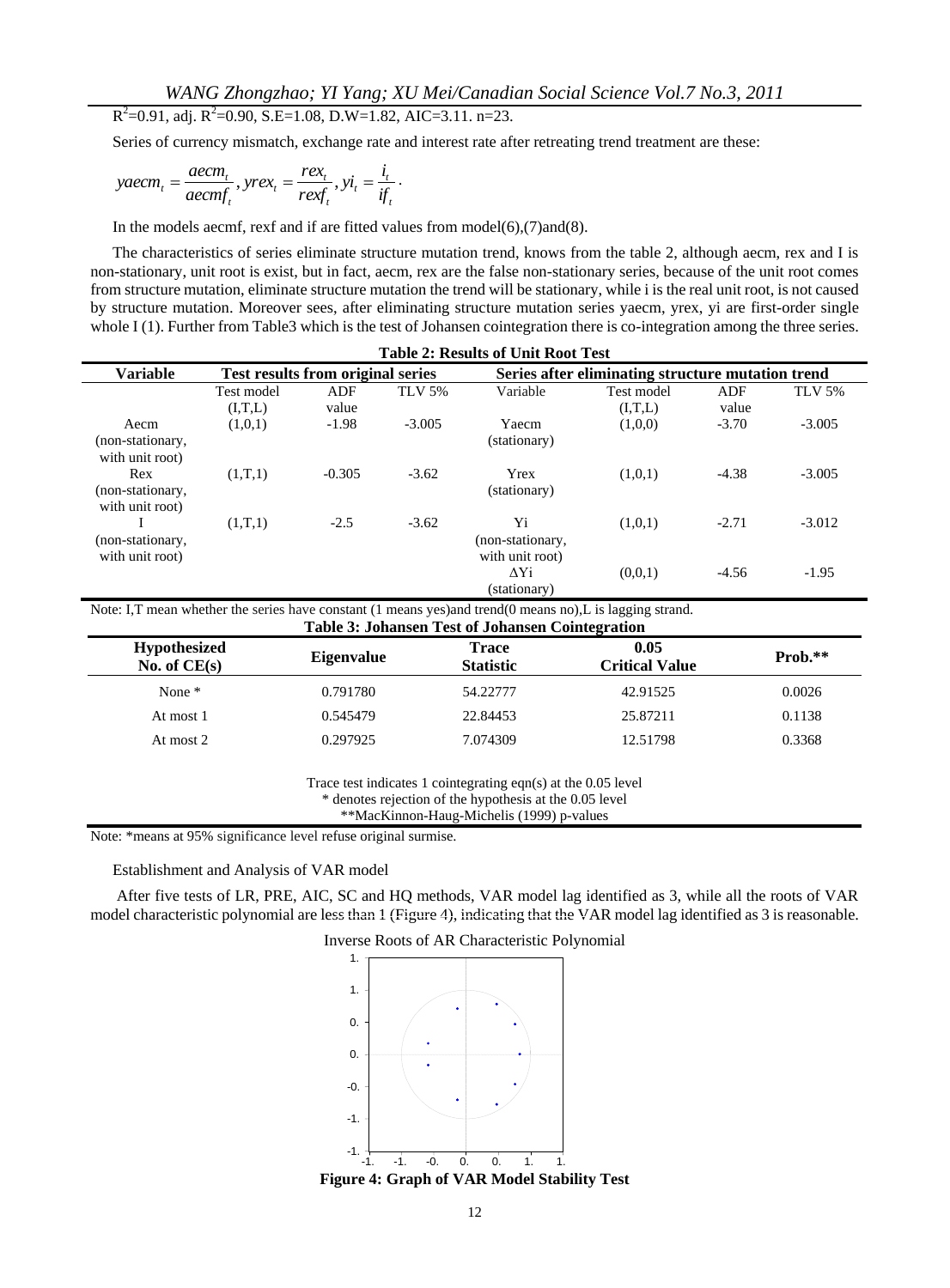$R^2$=0.91, adj. $R^2$=0.90, S.E=1.08, D.W=1.82, AIC=3.11. n=23.

Series of currency mismatch, exchange rate and interest rate after retreating trend treatment are these:

$$yaecm_t = \frac{aecm_t}{aecmf_t}, yrex_t = \frac{rex_t}{rexf_t}, yi_t = \frac{i_t}{if_t}.$$

In the models aecmf, rexf and if are fitted values from model(6),(7)and(8).

The characteristics of series eliminate structure mutation trend, knows from the table 2, although aecm, rex and I is non-stationary, unit root is exist, but in fact, aecm, rex are the false non-stationary series, because of the unit root comes from structure mutation, eliminate structure mutation the trend will be stationary, while i is the real unit root, is not caused by structure mutation. Moreover sees, after eliminating structure mutation series yaecm, yrex, yi are first-order single whole I (1). Further from Table3 which is the test of Johansen cointegration there is co-integration among the three series.

**Table 2: Results of Unit Root Test**

| Variable | Test results from original series | | | Series after eliminating structure mutation trend | | | |
|---|---|---|---|---|---|---|---|
| | Test model (I,T,L) | ADF value | TLV 5% | Variable | Test model (I,T,L) | ADF value | TLV 5% |
| Aecm (non-stationary, with unit root) | (1,0,1) | -1.98 | -3.005 | Yaecm (stationary) | (1,0,0) | -3.70 | -3.005 |
| Rex (non-stationary, with unit root) | (1,T,1) | -0.305 | -3.62 | Yrex (stationary) | (1,0,1) | -4.38 | -3.005 |
| I (non-stationary, with unit root) | (1,T,1) | -2.5 | -3.62 | Yi (non-stationary, with unit root) | (1,0,1) | -2.71 | -3.012 |
| | | | | ΔYi (stationary) | (0,0,1) | -4.56 | -1.95 |

Note: I,T mean whether the series have constant (1 means yes)and trend(0 means no),L is lagging strand.

**Table 3: Johansen Test of Johansen Cointegration**

| Hypothesized No. of CE(s) | Eigenvalue | Trace Statistic | 0.05 Critical Value | Prob.** |
|---|---|---|---|---|
| None * | 0.791780 | 54.22777 | 42.91525 | 0.0026 |
| At most 1 | 0.545479 | 22.84453 | 25.87211 | 0.1138 |
| At most 2 | 0.297925 | 7.074309 | 12.51798 | 0.3368 |

Trace test indicates 1 cointegrating eqn(s) at the 0.05 level
* denotes rejection of the hypothesis at the 0.05 level
**MacKinnon-Haug-Michelis (1999) p-values

Note: *means at 95% significance level refuse original surmise.

Establishment and Analysis of VAR model

After five tests of LR, PRE, AIC, SC and HQ methods, VAR model lag identified as 3, while all the roots of VAR model characteristic polynomial are less than 1 (Figure 4), indicating that the VAR model lag identified as 3 is reasonable.

Inverse Roots of AR Characteristic Polynomial

**Figure 4: Graph of VAR Model Stability Test**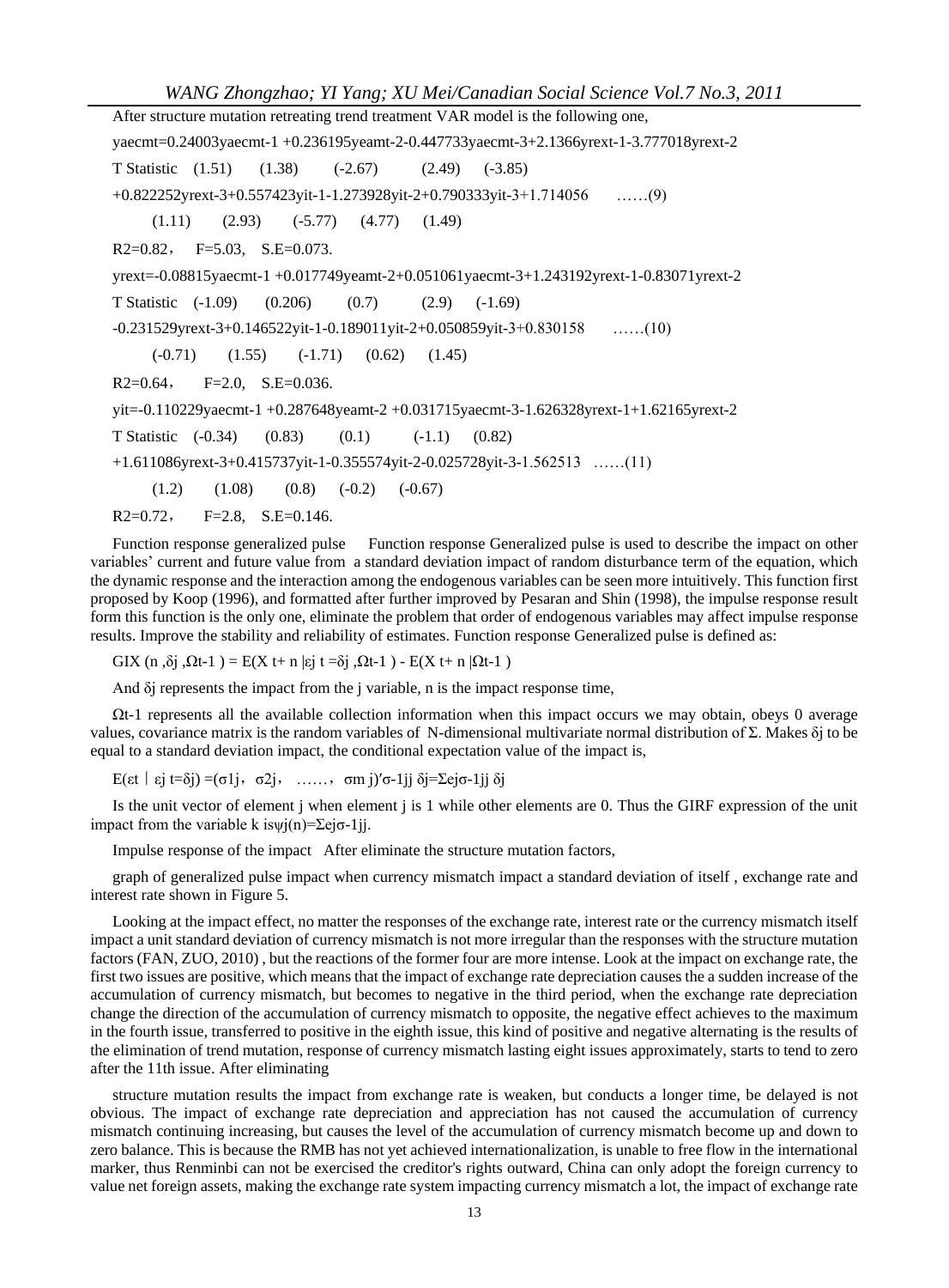After structure mutation retreating trend treatment VAR model is the following one,

$$yaecmt=0.24003yaecmt\text{-}1 +0.236195yeamt\text{-}2\text{-}0.447733yaecmt\text{-}3+2.1366yrext\text{-}1\text{-}3.777018yrext\text{-}2$$

T Statistic (1.51) (1.38) (-2.67) (2.49) (-3.85)

$$+0.822252yrext\text{-}3+0.557423yit\text{-}1\text{-}1.273928yit\text{-}2+0.790333yit\text{-}3+1.714056 \quad ……(9)$$

(1.11) (2.93) (-5.77) (4.77) (1.49)

$R2=0.82$, $F=5.03$, $S.E=0.073$.

$$yrext=-0.08815yaecmt\text{-}1 +0.017749yeamt\text{-}2+0.051061yaecmt\text{-}3+1.243192yrext\text{-}1\text{-}0.83071yrext\text{-}2$$

T Statistic (-1.09) (0.206) (0.7) (2.9) (-1.69)

$$-0.231529yrext\text{-}3+0.146522yit\text{-}1\text{-}0.189011yit\text{-}2+0.050859yit\text{-}3+0.830158 \quad ……(10)$$

(-0.71) (1.55) (-1.71) (0.62) (1.45)

$R2=0.64$, $F=2.0$, $S.E=0.036$.

$$yit=-0.110229yaecmt\text{-}1 +0.287648yeamt\text{-}2 +0.031715yaecmt\text{-}3\text{-}1.626328yrext\text{-}1+1.62165yrext\text{-}2$$

T Statistic (-0.34) (0.83) (0.1) (-1.1) (0.82)

$$+1.611086yrext\text{-}3+0.415737yit\text{-}1\text{-}0.355574yit\text{-}2\text{-}0.025728yit\text{-}3\text{-}1.562513 \quad ……(11)$$

(1.2) (1.08) (0.8) (-0.2) (-0.67)

$R2=0.72$, $F=2.8$, $S.E=0.146$.

Function response generalized pulse   Function response Generalized pulse is used to describe the impact on other variables' current and future value from a standard deviation impact of random disturbance term of the equation, which the dynamic response and the interaction among the endogenous variables can be seen more intuitively. This function first proposed by Koop (1996), and formatted after further improved by Pesaran and Shin (1998), the impulse response result form this function is the only one, eliminate the problem that order of endogenous variables may affect impulse response results. Improve the stability and reliability of estimates. Function response Generalized pulse is defined as:

$$GIX (n ,\delta j ,\Omega t\text{-}1 ) = E(X\ t+ n \mid \varepsilon j\ t =\delta j ,\Omega t\text{-}1 ) - E(X\ t+ n \mid \Omega t\text{-}1 )$$

And $\delta j$ represents the impact from the j variable, n is the impact response time,

$\Omega t\text{-}1$ represents all the available collection information when this impact occurs we may obtain, obeys 0 average values, covariance matrix is the random variables of N-dimensional multivariate normal distribution of $\Sigma$. Makes $\delta j$ to be equal to a standard deviation impact, the conditional expectation value of the impact is,

$$E(\varepsilon t \mid \varepsilon j\ t=\delta j) =(\sigma 1j,\ \sigma 2j,\ ……,\ \sigma m\ j)'\sigma\text{-}1jj\ \delta j=\Sigma ej\sigma\text{-}1jj\ \delta j$$

Is the unit vector of element j when element j is 1 while other elements are 0. Thus the GIRF expression of the unit impact from the variable k is$\psi j(n)=\Sigma ej\sigma\text{-}1jj$.

Impulse response of the impact   After eliminate the structure mutation factors,

graph of generalized pulse impact when currency mismatch impact a standard deviation of itself , exchange rate and interest rate shown in Figure 5.

Looking at the impact effect, no matter the responses of the exchange rate, interest rate or the currency mismatch itself impact a unit standard deviation of currency mismatch is not more irregular than the responses with the structure mutation factors (FAN, ZUO, 2010) , but the reactions of the former four are more intense. Look at the impact on exchange rate, the first two issues are positive, which means that the impact of exchange rate depreciation causes the a sudden increase of the accumulation of currency mismatch, but becomes to negative in the third period, when the exchange rate depreciation change the direction of the accumulation of currency mismatch to opposite, the negative effect achieves to the maximum in the fourth issue, transferred to positive in the eighth issue, this kind of positive and negative alternating is the results of the elimination of trend mutation, response of currency mismatch lasting eight issues approximately, starts to tend to zero after the 11th issue. After eliminating

structure mutation results the impact from exchange rate is weaken, but conducts a longer time, be delayed is not obvious. The impact of exchange rate depreciation and appreciation has not caused the accumulation of currency mismatch continuing increasing, but causes the level of the accumulation of currency mismatch become up and down to zero balance. This is because the RMB has not yet achieved internationalization, is unable to free flow in the international marker, thus Renminbi can not be exercised the creditor's rights outward, China can only adopt the foreign currency to value net foreign assets, making the exchange rate system impacting currency mismatch a lot, the impact of exchange rate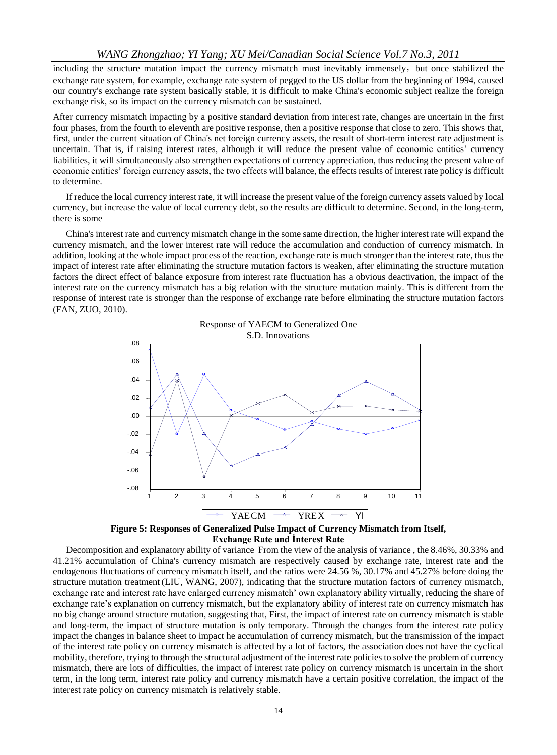including the structure mutation impact the currency mismatch must inevitably immensely，but once stabilized the exchange rate system, for example, exchange rate system of pegged to the US dollar from the beginning of 1994, caused our country's exchange rate system basically stable, it is difficult to make China's economic subject realize the foreign exchange risk, so its impact on the currency mismatch can be sustained.

After currency mismatch impacting by a positive standard deviation from interest rate, changes are uncertain in the first four phases, from the fourth to eleventh are positive response, then a positive response that close to zero. This shows that, first, under the current situation of China's net foreign currency assets, the result of short-term interest rate adjustment is uncertain. That is, if raising interest rates, although it will reduce the present value of economic entities' currency liabilities, it will simultaneously also strengthen expectations of currency appreciation, thus reducing the present value of economic entities' foreign currency assets, the two effects will balance, the effects results of interest rate policy is difficult to determine.

If reduce the local currency interest rate, it will increase the present value of the foreign currency assets valued by local currency, but increase the value of local currency debt, so the results are difficult to determine. Second, in the long-term, there is some

China's interest rate and currency mismatch change in the some same direction, the higher interest rate will expand the currency mismatch, and the lower interest rate will reduce the accumulation and conduction of currency mismatch. In addition, looking at the whole impact process of the reaction, exchange rate is much stronger than the interest rate, thus the impact of interest rate after eliminating the structure mutation factors is weaken, after eliminating the structure mutation factors the direct effect of balance exposure from interest rate fluctuation has a obvious deactivation, the impact of the interest rate on the currency mismatch has a big relation with the structure mutation mainly. This is different from the response of interest rate is stronger than the response of exchange rate before eliminating the structure mutation factors (FAN, ZUO, 2010).

Response of YAECM to Generalized One S.D. Innovations

(Legend: YAECM, YREX, YI)

**Figure 5: Responses of Generalized Pulse Impact of Currency Mismatch from Itself, Exchange Rate and İnterest Rate**

Decomposition and explanatory ability of variance From the view of the analysis of variance , the 8.46%, 30.33% and 41.21% accumulation of China's currency mismatch are respectively caused by exchange rate, interest rate and the endogenous fluctuations of currency mismatch itself, and the ratios were 24.56 %, 30.17% and 45.27% before doing the structure mutation treatment (LIU, WANG, 2007), indicating that the structure mutation factors of currency mismatch, exchange rate and interest rate have enlarged currency mismatch' own explanatory ability virtually, reducing the share of exchange rate's explanation on currency mismatch, but the explanatory ability of interest rate on currency mismatch has no big change around structure mutation, suggesting that, First, the impact of interest rate on currency mismatch is stable and long-term, the impact of structure mutation is only temporary. Through the changes from the interest rate policy impact the changes in balance sheet to impact he accumulation of currency mismatch, but the transmission of the impact of the interest rate policy on currency mismatch is affected by a lot of factors, the association does not have the cyclical mobility, therefore, trying to through the structural adjustment of the interest rate policies to solve the problem of currency mismatch, there are lots of difficulties, the impact of interest rate policy on currency mismatch is uncertain in the short term, in the long term, interest rate policy and currency mismatch have a certain positive correlation, the impact of the interest rate policy on currency mismatch is relatively stable.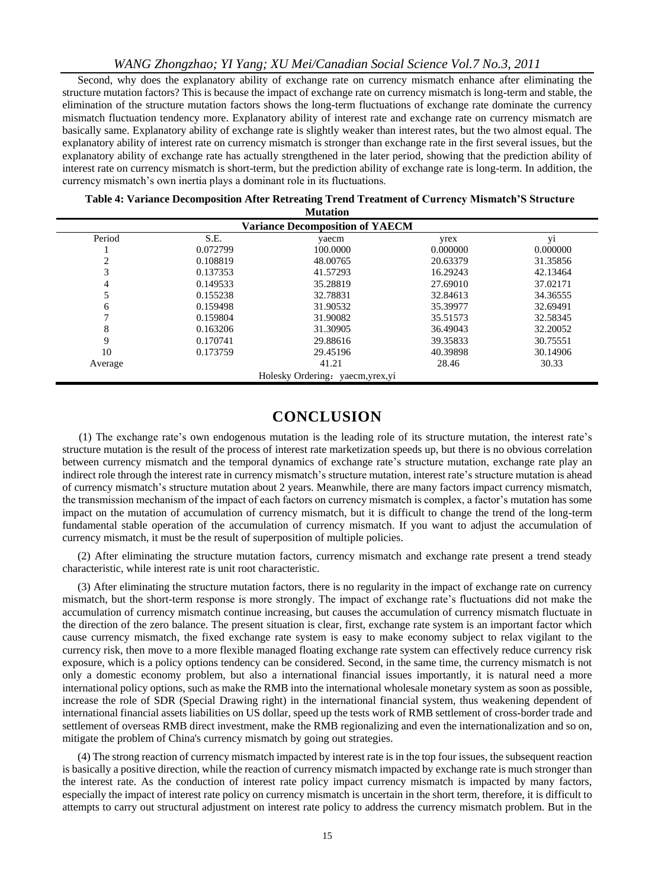Second, why does the explanatory ability of exchange rate on currency mismatch enhance after eliminating the structure mutation factors? This is because the impact of exchange rate on currency mismatch is long-term and stable, the elimination of the structure mutation factors shows the long-term fluctuations of exchange rate dominate the currency mismatch fluctuation tendency more. Explanatory ability of interest rate and exchange rate on currency mismatch are basically same. Explanatory ability of exchange rate is slightly weaker than interest rates, but the two almost equal. The explanatory ability of interest rate on currency mismatch is stronger than exchange rate in the first several issues, but the explanatory ability of exchange rate has actually strengthened in the later period, showing that the prediction ability of interest rate on currency mismatch is short-term, but the prediction ability of exchange rate is long-term. In addition, the currency mismatch's own inertia plays a dominant role in its fluctuations.

**Table 4: Variance Decomposition After Retreating Trend Treatment of Currency Mismatch'S Structure Mutation**

| Variance Decomposition of YAECM | | | | |
|---|---|---|---|---|
| Period | S.E. | yaecm | yrex | yi |
| 1 | 0.072799 | 100.0000 | 0.000000 | 0.000000 |
| 2 | 0.108819 | 48.00765 | 20.63379 | 31.35856 |
| 3 | 0.137353 | 41.57293 | 16.29243 | 42.13464 |
| 4 | 0.149533 | 35.28819 | 27.69010 | 37.02171 |
| 5 | 0.155238 | 32.78831 | 32.84613 | 34.36555 |
| 6 | 0.159498 | 31.90532 | 35.39977 | 32.69491 |
| 7 | 0.159804 | 31.90082 | 35.51573 | 32.58345 |
| 8 | 0.163206 | 31.30905 | 36.49043 | 32.20052 |
| 9 | 0.170741 | 29.88616 | 39.35833 | 30.75551 |
| 10 | 0.173759 | 29.45196 | 40.39898 | 30.14906 |
| Average | | 41.21 | 28.46 | 30.33 |
| Holesky Ordering：yaecm,yrex,yi | | | | |

## CONCLUSION

(1) The exchange rate's own endogenous mutation is the leading role of its structure mutation, the interest rate's structure mutation is the result of the process of interest rate marketization speeds up, but there is no obvious correlation between currency mismatch and the temporal dynamics of exchange rate's structure mutation, exchange rate play an indirect role through the interest rate in currency mismatch's structure mutation, interest rate's structure mutation is ahead of currency mismatch's structure mutation about 2 years. Meanwhile, there are many factors impact currency mismatch, the transmission mechanism of the impact of each factors on currency mismatch is complex, a factor's mutation has some impact on the mutation of accumulation of currency mismatch, but it is difficult to change the trend of the long-term fundamental stable operation of the accumulation of currency mismatch. If you want to adjust the accumulation of currency mismatch, it must be the result of superposition of multiple policies.

(2) After eliminating the structure mutation factors, currency mismatch and exchange rate present a trend steady characteristic, while interest rate is unit root characteristic.

(3) After eliminating the structure mutation factors, there is no regularity in the impact of exchange rate on currency mismatch, but the short-term response is more strongly. The impact of exchange rate's fluctuations did not make the accumulation of currency mismatch continue increasing, but causes the accumulation of currency mismatch fluctuate in the direction of the zero balance. The present situation is clear, first, exchange rate system is an important factor which cause currency mismatch, the fixed exchange rate system is easy to make economy subject to relax vigilant to the currency risk, then move to a more flexible managed floating exchange rate system can effectively reduce currency risk exposure, which is a policy options tendency can be considered. Second, in the same time, the currency mismatch is not only a domestic economy problem, but also a international financial issues importantly, it is natural need a more international policy options, such as make the RMB into the international wholesale monetary system as soon as possible, increase the role of SDR (Special Drawing right) in the international financial system, thus weakening dependent of international financial assets liabilities on US dollar, speed up the tests work of RMB settlement of cross-border trade and settlement of overseas RMB direct investment, make the RMB regionalizing and even the internationalization and so on, mitigate the problem of China's currency mismatch by going out strategies.

(4) The strong reaction of currency mismatch impacted by interest rate is in the top four issues, the subsequent reaction is basically a positive direction, while the reaction of currency mismatch impacted by exchange rate is much stronger than the interest rate. As the conduction of interest rate policy impact currency mismatch is impacted by many factors, especially the impact of interest rate policy on currency mismatch is uncertain in the short term, therefore, it is difficult to attempts to carry out structural adjustment on interest rate policy to address the currency mismatch problem. But in the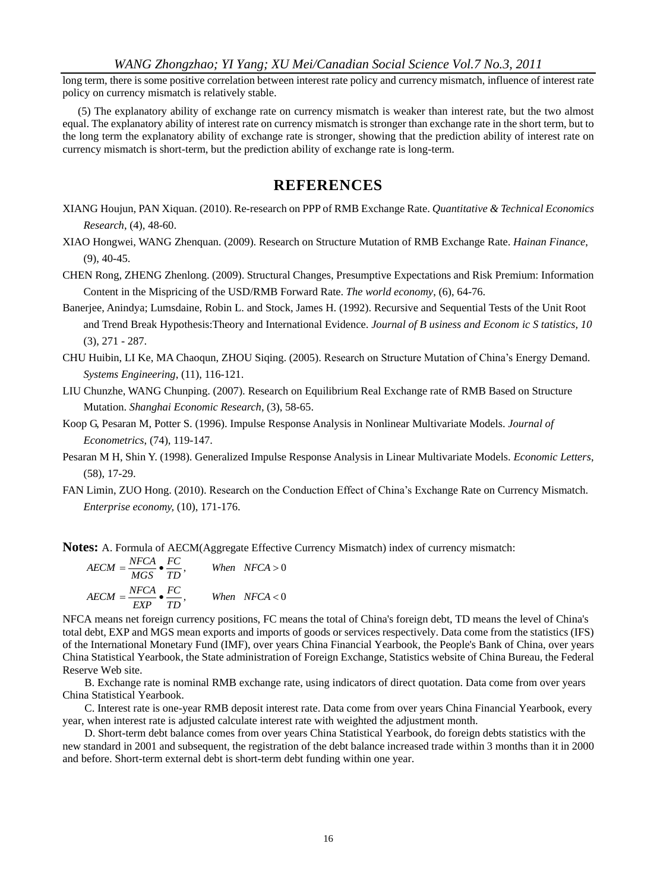long term, there is some positive correlation between interest rate policy and currency mismatch, influence of interest rate policy on currency mismatch is relatively stable.

(5) The explanatory ability of exchange rate on currency mismatch is weaker than interest rate, but the two almost equal. The explanatory ability of interest rate on currency mismatch is stronger than exchange rate in the short term, but to the long term the explanatory ability of exchange rate is stronger, showing that the prediction ability of interest rate on currency mismatch is short-term, but the prediction ability of exchange rate is long-term.

## REFERENCES

XIANG Houjun, PAN Xiquan. (2010). Re-research on PPP of RMB Exchange Rate. *Quantitative & Technical Economics Research*, (4), 48-60.

XIAO Hongwei, WANG Zhenquan. (2009). Research on Structure Mutation of RMB Exchange Rate. *Hainan Finance*, (9), 40-45.

CHEN Rong, ZHENG Zhenlong. (2009). Structural Changes, Presumptive Expectations and Risk Premium: Information Content in the Mispricing of the USD/RMB Forward Rate. *The world economy*, (6), 64-76.

Banerjee, Anindya; Lumsdaine, Robin L. and Stock, James H. (1992). Recursive and Sequential Tests of the Unit Root and Trend Break Hypothesis:Theory and International Evidence. *Journal of B usiness and Econom ic S tatistics, 10* (3), 271 - 287.

CHU Huibin, LI Ke, MA Chaoqun, ZHOU Siqing. (2005). Research on Structure Mutation of China's Energy Demand. *Systems Engineering*, (11), 116-121.

LIU Chunzhe, WANG Chunping. (2007). Research on Equilibrium Real Exchange rate of RMB Based on Structure Mutation. *Shanghai Economic Research*, (3), 58-65.

Koop G, Pesaran M, Potter S. (1996). Impulse Response Analysis in Nonlinear Multivariate Models. *Journal of Econometrics*, (74), 119-147.

Pesaran M H, Shin Y. (1998). Generalized Impulse Response Analysis in Linear Multivariate Models. *Economic Letters*, (58), 17-29.

FAN Limin, ZUO Hong. (2010). Research on the Conduction Effect of China's Exchange Rate on Currency Mismatch. *Enterprise economy,* (10), 171-176.

**Notes:** A. Formula of AECM(Aggregate Effective Currency Mismatch) index of currency mismatch:

$$AECM = \frac{NFCA}{MGS} \bullet \frac{FC}{TD}, \qquad When \quad NFCA > 0$$

$$AECM = \frac{NFCA}{EXP} \bullet \frac{FC}{TD}, \qquad When \quad NFCA < 0$$

NFCA means net foreign currency positions, FC means the total of China's foreign debt, TD means the level of China's total debt, EXP and MGS mean exports and imports of goods or services respectively. Data come from the statistics (IFS) of the International Monetary Fund (IMF), over years China Financial Yearbook, the People's Bank of China, over years China Statistical Yearbook, the State administration of Foreign Exchange, Statistics website of China Bureau, the Federal Reserve Web site.

B. Exchange rate is nominal RMB exchange rate, using indicators of direct quotation. Data come from over years China Statistical Yearbook.

C. Interest rate is one-year RMB deposit interest rate. Data come from over years China Financial Yearbook, every year, when interest rate is adjusted calculate interest rate with weighted the adjustment month.

D. Short-term debt balance comes from over years China Statistical Yearbook, do foreign debts statistics with the new standard in 2001 and subsequent, the registration of the debt balance increased trade within 3 months than it in 2000 and before. Short-term external debt is short-term debt funding within one year.